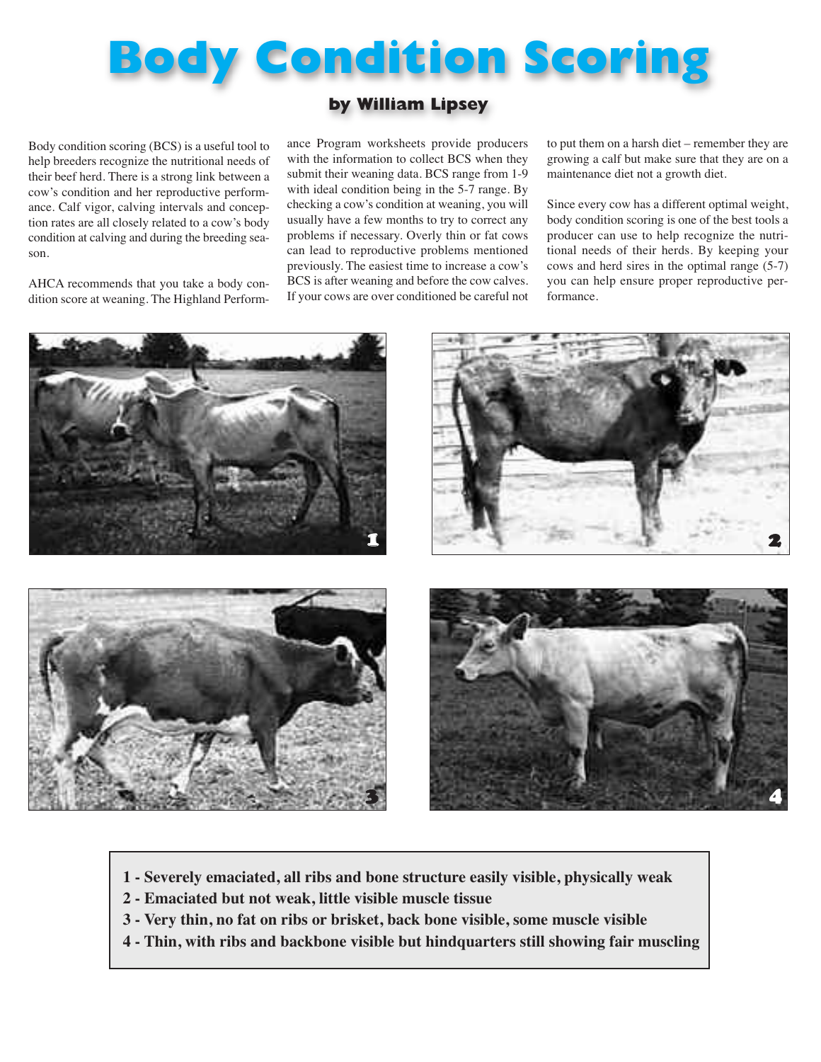# Body Condition Scoring

**by William Lipsey**

Body condition scoring (BCS) is a useful tool to help breeders recognize the nutritional needs of their beef herd. There is a strong link between a cow's condition and her reproductive performance. Calf vigor, calving intervals and conception rates are all closely related to a cow's body condition at calving and during the breeding season.

AHCA recommends that you take a body condition score at weaning. The Highland Performance Program worksheets provide producers with the information to collect BCS when they submit their weaning data. BCS range from 1-9 with ideal condition being in the 5-7 range. By checking a cow's condition at weaning, you will usually have a few months to try to correct any problems if necessary. Overly thin or fat cows can lead to reproductive problems mentioned previously. The easiest time to increase a cow's BCS is after weaning and before the cow calves. If your cows are over conditioned be careful not to put them on a harsh diet – remember they are growing a calf but make sure that they are on a maintenance diet not a growth diet.

Since every cow has a different optimal weight, body condition scoring is one of the best tools a producer can use to help recognize the nutritional needs of their herds. By keeping your cows and herd sires in the optimal range (5-7) you can help ensure proper reproductive performance.

1

2

3

4

**1 - Severely emaciated, all ribs and bone structure easily visible, physically weak**
**2 - Emaciated but not weak, little visible muscle tissue**
**3 - Very thin, no fat on ribs or brisket, back bone visible, some muscle visible**
**4 - Thin, with ribs and backbone visible but hindquarters still showing fair muscling**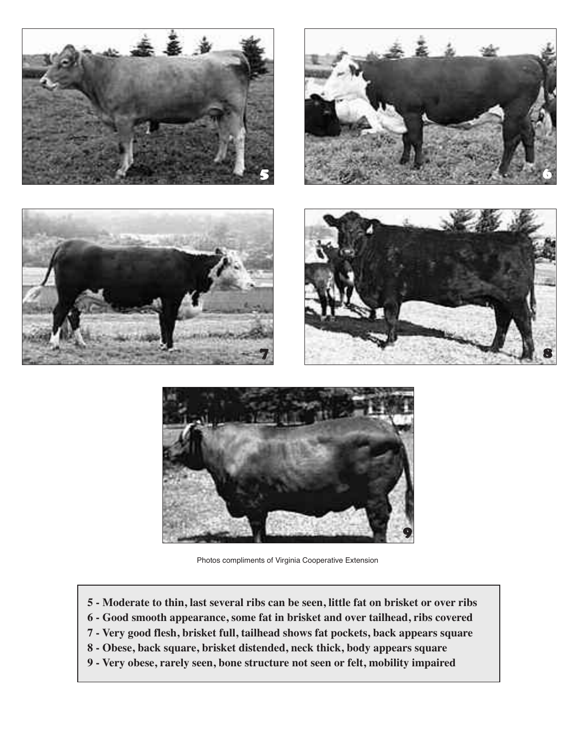Photos compliments of Virginia Cooperative Extension

**5 - Moderate to thin, last several ribs can be seen, little fat on brisket or over ribs**
**6 - Good smooth appearance, some fat in brisket and over tailhead, ribs covered**
**7 - Very good flesh, brisket full, tailhead shows fat pockets, back appears square**
**8 - Obese, back square, brisket distended, neck thick, body appears square**
**9 - Very obese, rarely seen, bone structure not seen or felt, mobility impaired**